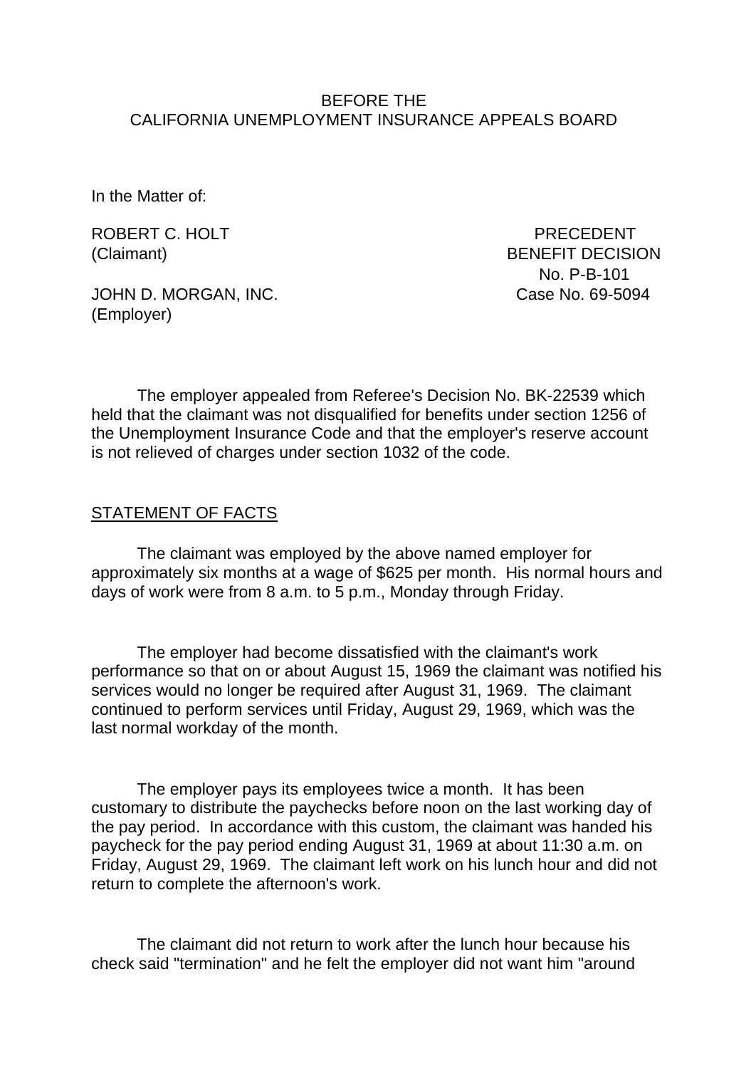BEFORE THE
CALIFORNIA UNEMPLOYMENT INSURANCE APPEALS BOARD

In the Matter of:

ROBERT C. HOLT
(Claimant)

JOHN D. MORGAN, INC.
(Employer)

PRECEDENT
BENEFIT DECISION
No. P-B-101
Case No. 69-5094

The employer appealed from Referee's Decision No. BK-22539 which held that the claimant was not disqualified for benefits under section 1256 of the Unemployment Insurance Code and that the employer's reserve account is not relieved of charges under section 1032 of the code.

STATEMENT OF FACTS

The claimant was employed by the above named employer for approximately six months at a wage of $625 per month. His normal hours and days of work were from 8 a.m. to 5 p.m., Monday through Friday.

The employer had become dissatisfied with the claimant's work performance so that on or about August 15, 1969 the claimant was notified his services would no longer be required after August 31, 1969. The claimant continued to perform services until Friday, August 29, 1969, which was the last normal workday of the month.

The employer pays its employees twice a month. It has been customary to distribute the paychecks before noon on the last working day of the pay period. In accordance with this custom, the claimant was handed his paycheck for the pay period ending August 31, 1969 at about 11:30 a.m. on Friday, August 29, 1969. The claimant left work on his lunch hour and did not return to complete the afternoon's work.

The claimant did not return to work after the lunch hour because his check said "termination" and he felt the employer did not want him "around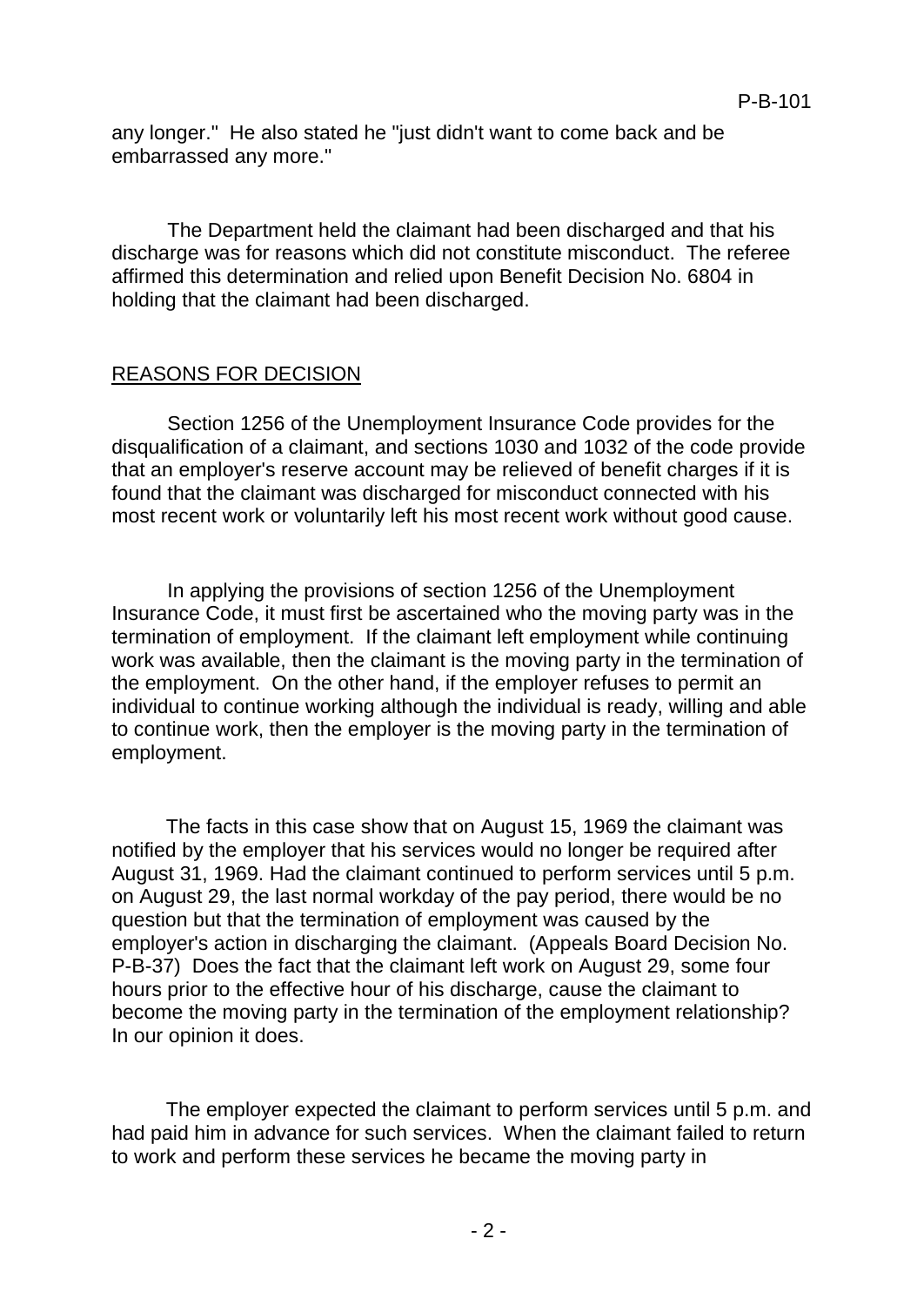any longer." He also stated he "just didn't want to come back and be embarrassed any more."

The Department held the claimant had been discharged and that his discharge was for reasons which did not constitute misconduct. The referee affirmed this determination and relied upon Benefit Decision No. 6804 in holding that the claimant had been discharged.

## REASONS FOR DECISION

Section 1256 of the Unemployment Insurance Code provides for the disqualification of a claimant, and sections 1030 and 1032 of the code provide that an employer's reserve account may be relieved of benefit charges if it is found that the claimant was discharged for misconduct connected with his most recent work or voluntarily left his most recent work without good cause.

In applying the provisions of section 1256 of the Unemployment Insurance Code, it must first be ascertained who the moving party was in the termination of employment. If the claimant left employment while continuing work was available, then the claimant is the moving party in the termination of the employment. On the other hand, if the employer refuses to permit an individual to continue working although the individual is ready, willing and able to continue work, then the employer is the moving party in the termination of employment.

The facts in this case show that on August 15, 1969 the claimant was notified by the employer that his services would no longer be required after August 31, 1969. Had the claimant continued to perform services until 5 p.m. on August 29, the last normal workday of the pay period, there would be no question but that the termination of employment was caused by the employer's action in discharging the claimant. (Appeals Board Decision No. P-B-37) Does the fact that the claimant left work on August 29, some four hours prior to the effective hour of his discharge, cause the claimant to become the moving party in the termination of the employment relationship? In our opinion it does.

The employer expected the claimant to perform services until 5 p.m. and had paid him in advance for such services. When the claimant failed to return to work and perform these services he became the moving party in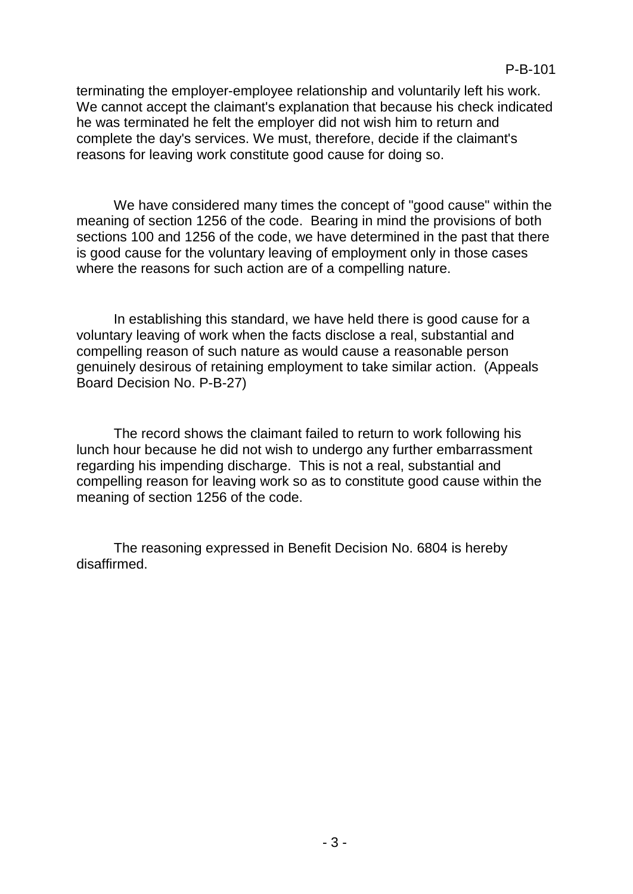terminating the employer-employee relationship and voluntarily left his work. We cannot accept the claimant's explanation that because his check indicated he was terminated he felt the employer did not wish him to return and complete the day's services. We must, therefore, decide if the claimant's reasons for leaving work constitute good cause for doing so.

We have considered many times the concept of "good cause" within the meaning of section 1256 of the code. Bearing in mind the provisions of both sections 100 and 1256 of the code, we have determined in the past that there is good cause for the voluntary leaving of employment only in those cases where the reasons for such action are of a compelling nature.

In establishing this standard, we have held there is good cause for a voluntary leaving of work when the facts disclose a real, substantial and compelling reason of such nature as would cause a reasonable person genuinely desirous of retaining employment to take similar action. (Appeals Board Decision No. P-B-27)

The record shows the claimant failed to return to work following his lunch hour because he did not wish to undergo any further embarrassment regarding his impending discharge. This is not a real, substantial and compelling reason for leaving work so as to constitute good cause within the meaning of section 1256 of the code.

The reasoning expressed in Benefit Decision No. 6804 is hereby disaffirmed.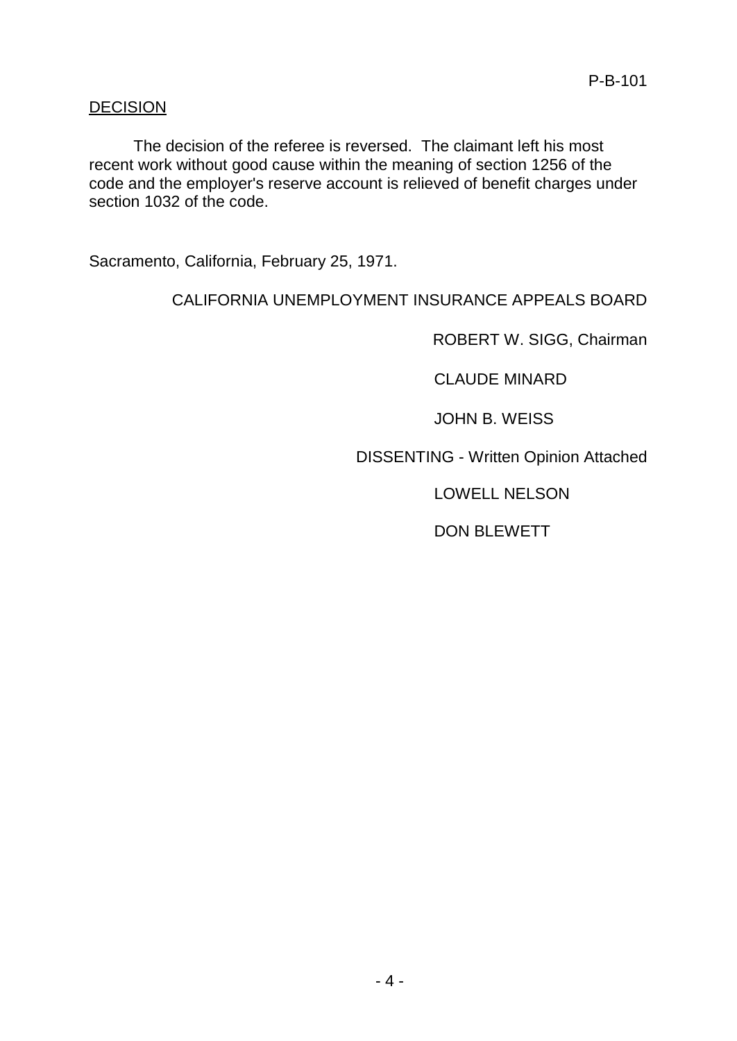P-B-101

DECISION

The decision of the referee is reversed. The claimant left his most recent work without good cause within the meaning of section 1256 of the code and the employer's reserve account is relieved of benefit charges under section 1032 of the code.

Sacramento, California, February 25, 1971.

CALIFORNIA UNEMPLOYMENT INSURANCE APPEALS BOARD

ROBERT W. SIGG, Chairman

CLAUDE MINARD

JOHN B. WEISS

DISSENTING - Written Opinion Attached

LOWELL NELSON

DON BLEWETT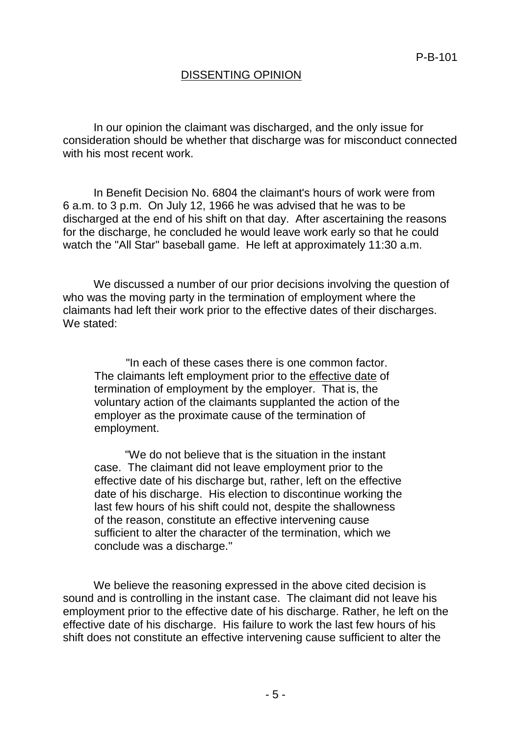## DISSENTING OPINION

In our opinion the claimant was discharged, and the only issue for consideration should be whether that discharge was for misconduct connected with his most recent work.

In Benefit Decision No. 6804 the claimant's hours of work were from 6 a.m. to 3 p.m. On July 12, 1966 he was advised that he was to be discharged at the end of his shift on that day. After ascertaining the reasons for the discharge, he concluded he would leave work early so that he could watch the "All Star" baseball game. He left at approximately 11:30 a.m.

We discussed a number of our prior decisions involving the question of who was the moving party in the termination of employment where the claimants had left their work prior to the effective dates of their discharges. We stated:

> "In each of these cases there is one common factor. The claimants left employment prior to the effective date of termination of employment by the employer. That is, the voluntary action of the claimants supplanted the action of the employer as the proximate cause of the termination of employment.
>
> "We do not believe that is the situation in the instant case. The claimant did not leave employment prior to the effective date of his discharge but, rather, left on the effective date of his discharge. His election to discontinue working the last few hours of his shift could not, despite the shallowness of the reason, constitute an effective intervening cause sufficient to alter the character of the termination, which we conclude was a discharge."

We believe the reasoning expressed in the above cited decision is sound and is controlling in the instant case. The claimant did not leave his employment prior to the effective date of his discharge. Rather, he left on the effective date of his discharge. His failure to work the last few hours of his shift does not constitute an effective intervening cause sufficient to alter the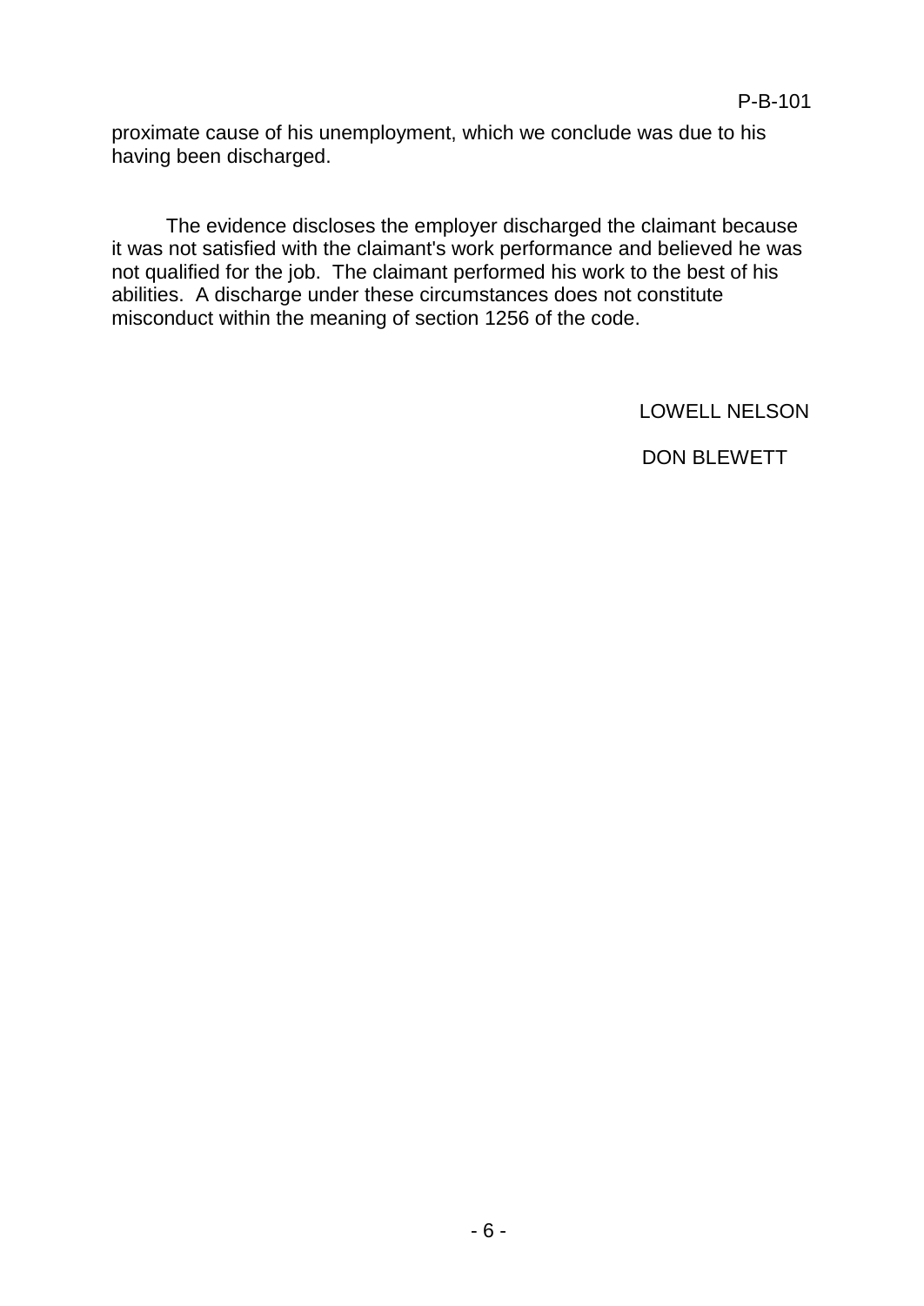proximate cause of his unemployment, which we conclude was due to his having been discharged.

The evidence discloses the employer discharged the claimant because it was not satisfied with the claimant's work performance and believed he was not qualified for the job. The claimant performed his work to the best of his abilities. A discharge under these circumstances does not constitute misconduct within the meaning of section 1256 of the code.

LOWELL NELSON

DON BLEWETT